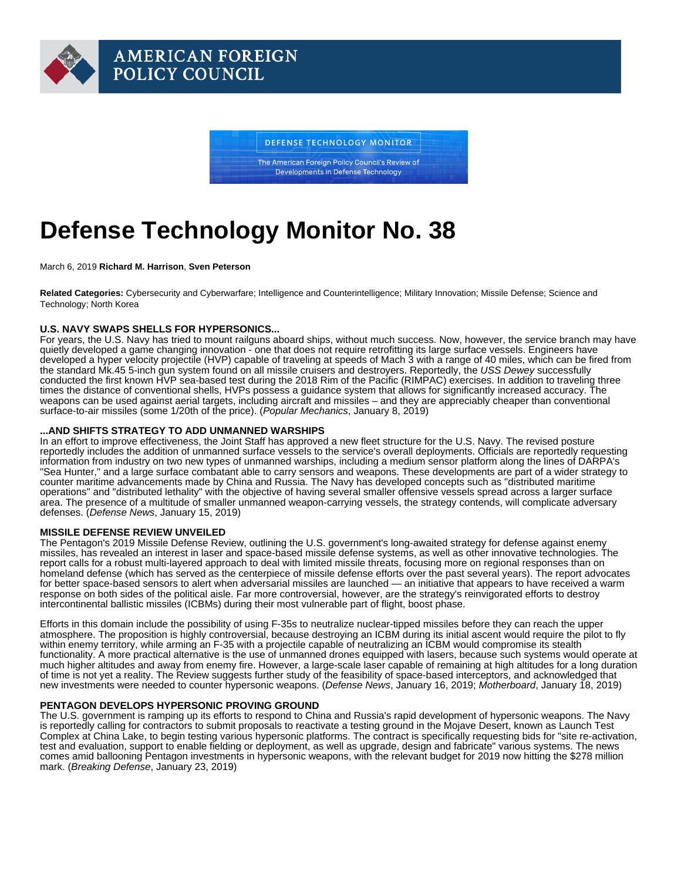AMERICAN FOREIGN POLICY COUNCIL

DEFENSE TECHNOLOGY MONITOR

The American Foreign Policy Council's Review of Developments in Defense Technology

# Defense Technology Monitor No. 38

March 6, 2019 **Richard M. Harrison**, **Sven Peterson**

**Related Categories:** Cybersecurity and Cyberwarfare; Intelligence and Counterintelligence; Military Innovation; Missile Defense; Science and Technology; North Korea

### U.S. NAVY SWAPS SHELLS FOR HYPERSONICS...

For years, the U.S. Navy has tried to mount railguns aboard ships, without much success. Now, however, the service branch may have quietly developed a game changing innovation - one that does not require retrofitting its large surface vessels. Engineers have developed a hyper velocity projectile (HVP) capable of traveling at speeds of Mach 3 with a range of 40 miles, which can be fired from the standard Mk.45 5-inch gun system found on all missile cruisers and destroyers. Reportedly, the *USS Dewey* successfully conducted the first known HVP sea-based test during the 2018 Rim of the Pacific (RIMPAC) exercises. In addition to traveling three times the distance of conventional shells, HVPs possess a guidance system that allows for significantly increased accuracy. The weapons can be used against aerial targets, including aircraft and missiles – and they are appreciably cheaper than conventional surface-to-air missiles (some 1/20th of the price). (*Popular Mechanics*, January 8, 2019)

### ...AND SHIFTS STRATEGY TO ADD UNMANNED WARSHIPS

In an effort to improve effectiveness, the Joint Staff has approved a new fleet structure for the U.S. Navy. The revised posture reportedly includes the addition of unmanned surface vessels to the service's overall deployments. Officials are reportedly requesting information from industry on two new types of unmanned warships, including a medium sensor platform along the lines of DARPA's "Sea Hunter," and a large surface combatant able to carry sensors and weapons. These developments are part of a wider strategy to counter maritime advancements made by China and Russia. The Navy has developed concepts such as "distributed maritime operations" and "distributed lethality" with the objective of having several smaller offensive vessels spread across a larger surface area. The presence of a multitude of smaller unmanned weapon-carrying vessels, the strategy contends, will complicate adversary defenses. (*Defense News*, January 15, 2019)

### MISSILE DEFENSE REVIEW UNVEILED

The Pentagon's 2019 Missile Defense Review, outlining the U.S. government's long-awaited strategy for defense against enemy missiles, has revealed an interest in laser and space-based missile defense systems, as well as other innovative technologies. The report calls for a robust multi-layered approach to deal with limited missile threats, focusing more on regional responses than on homeland defense (which has served as the centerpiece of missile defense efforts over the past several years). The report advocates for better space-based sensors to alert when adversarial missiles are launched — an initiative that appears to have received a warm response on both sides of the political aisle. Far more controversial, however, are the strategy's reinvigorated efforts to destroy intercontinental ballistic missiles (ICBMs) during their most vulnerable part of flight, boost phase.

Efforts in this domain include the possibility of using F-35s to neutralize nuclear-tipped missiles before they can reach the upper atmosphere. The proposition is highly controversial, because destroying an ICBM during its initial ascent would require the pilot to fly within enemy territory, while arming an F-35 with a projectile capable of neutralizing an ICBM would compromise its stealth functionality. A more practical alternative is the use of unmanned drones equipped with lasers, because such systems would operate at much higher altitudes and away from enemy fire. However, a large-scale laser capable of remaining at high altitudes for a long duration of time is not yet a reality. The Review suggests further study of the feasibility of space-based interceptors, and acknowledged that new investments were needed to counter hypersonic weapons. (*Defense News*, January 16, 2019; *Motherboard*, January 18, 2019)

### PENTAGON DEVELOPS HYPERSONIC PROVING GROUND

The U.S. government is ramping up its efforts to respond to China and Russia's rapid development of hypersonic weapons. The Navy is reportedly calling for contractors to submit proposals to reactivate a testing ground in the Mojave Desert, known as Launch Test Complex at China Lake, to begin testing various hypersonic platforms. The contract is specifically requesting bids for "site re-activation, test and evaluation, support to enable fielding or deployment, as well as upgrade, design and fabricate" various systems. The news comes amid ballooning Pentagon investments in hypersonic weapons, with the relevant budget for 2019 now hitting the $278 million mark. (*Breaking Defense*, January 23, 2019)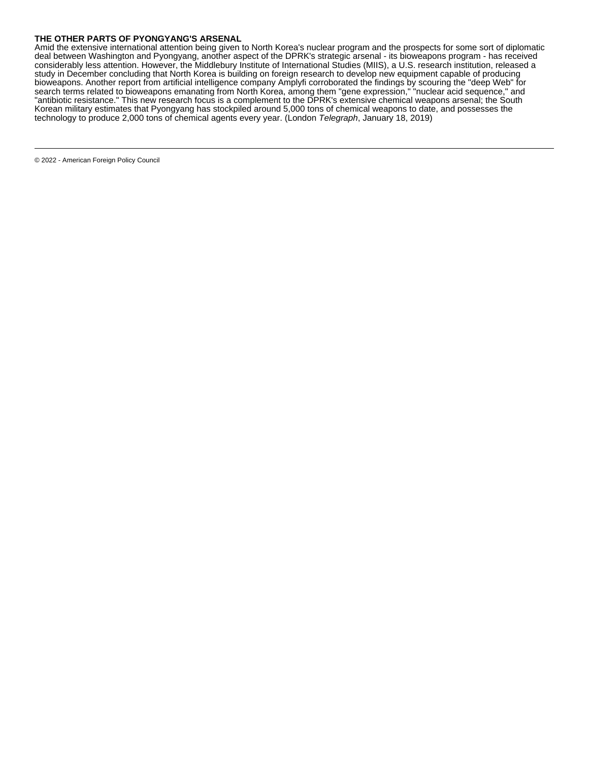**THE OTHER PARTS OF PYONGYANG'S ARSENAL**

Amid the extensive international attention being given to North Korea's nuclear program and the prospects for some sort of diplomatic deal between Washington and Pyongyang, another aspect of the DPRK's strategic arsenal - its bioweapons program - has received considerably less attention. However, the Middlebury Institute of International Studies (MIIS), a U.S. research institution, released a study in December concluding that North Korea is building on foreign research to develop new equipment capable of producing bioweapons. Another report from artificial intelligence company Amplyfi corroborated the findings by scouring the "deep Web" for search terms related to bioweapons emanating from North Korea, among them "gene expression," "nuclear acid sequence," and "antibiotic resistance." This new research focus is a complement to the DPRK's extensive chemical weapons arsenal; the South Korean military estimates that Pyongyang has stockpiled around 5,000 tons of chemical weapons to date, and possesses the technology to produce 2,000 tons of chemical agents every year. (London *Telegraph*, January 18, 2019)

---

© 2022 - American Foreign Policy Council